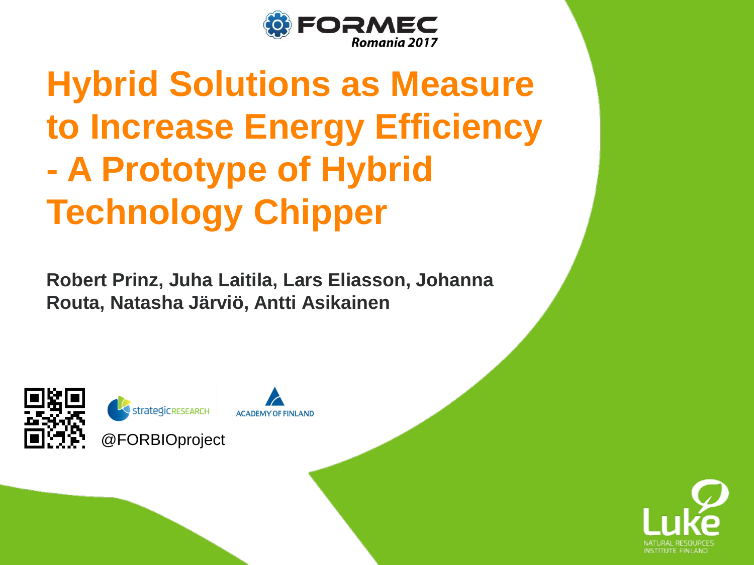FORMEC Romania 2017

# Hybrid Solutions as Measure to Increase Energy Efficiency - A Prototype of Hybrid Technology Chipper

**Robert Prinz, Juha Laitila, Lars Eliasson, Johanna Routa, Natasha Järviö, Antti Asikainen**

strategicRESEARCH

ACADEMY OF FINLAND

@FORBIOproject

Luke NATURAL RESOURCES INSTITUTE FINLAND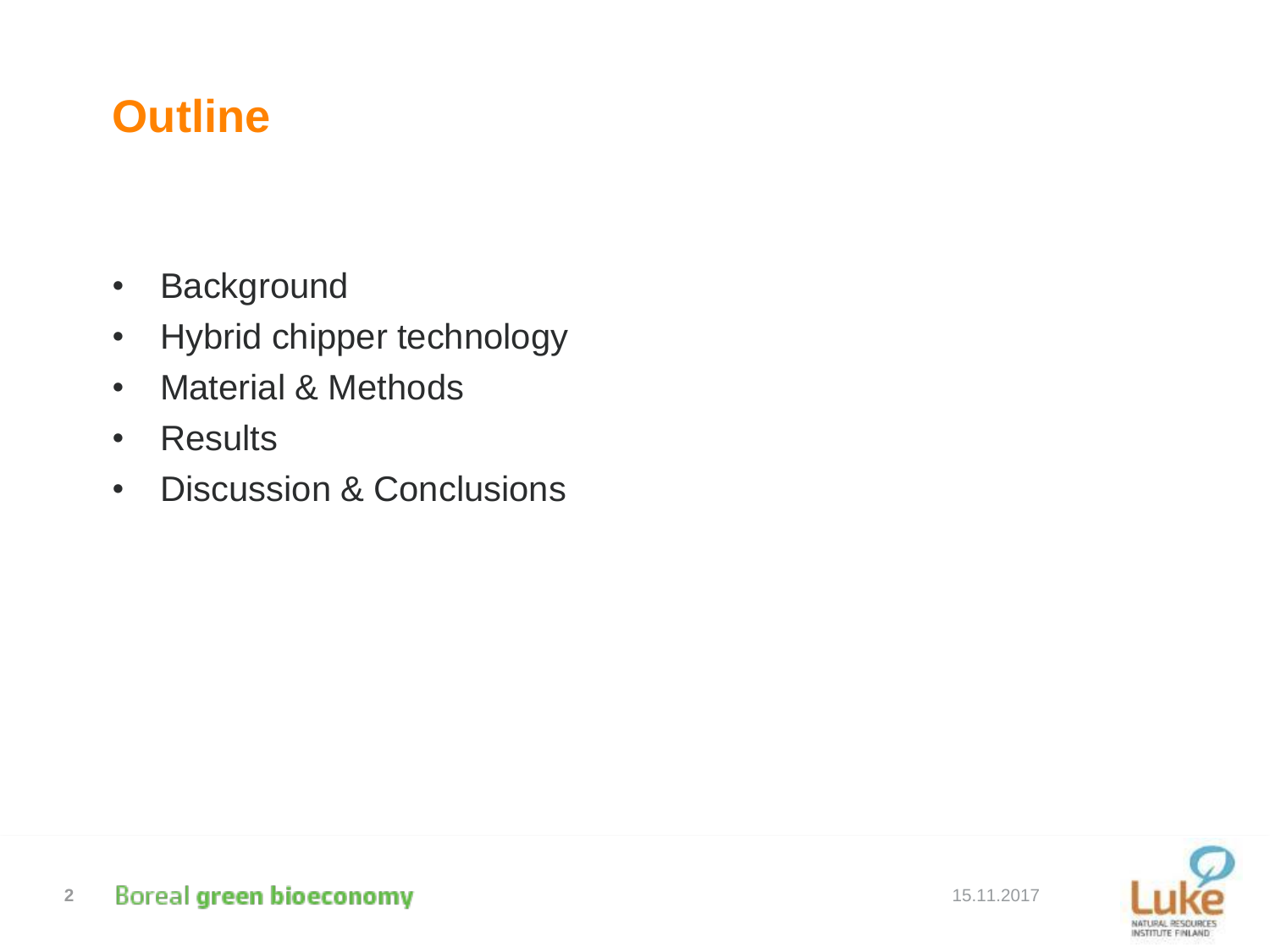# Outline

- Background
- Hybrid chipper technology
- Material & Methods
- Results
- Discussion & Conclusions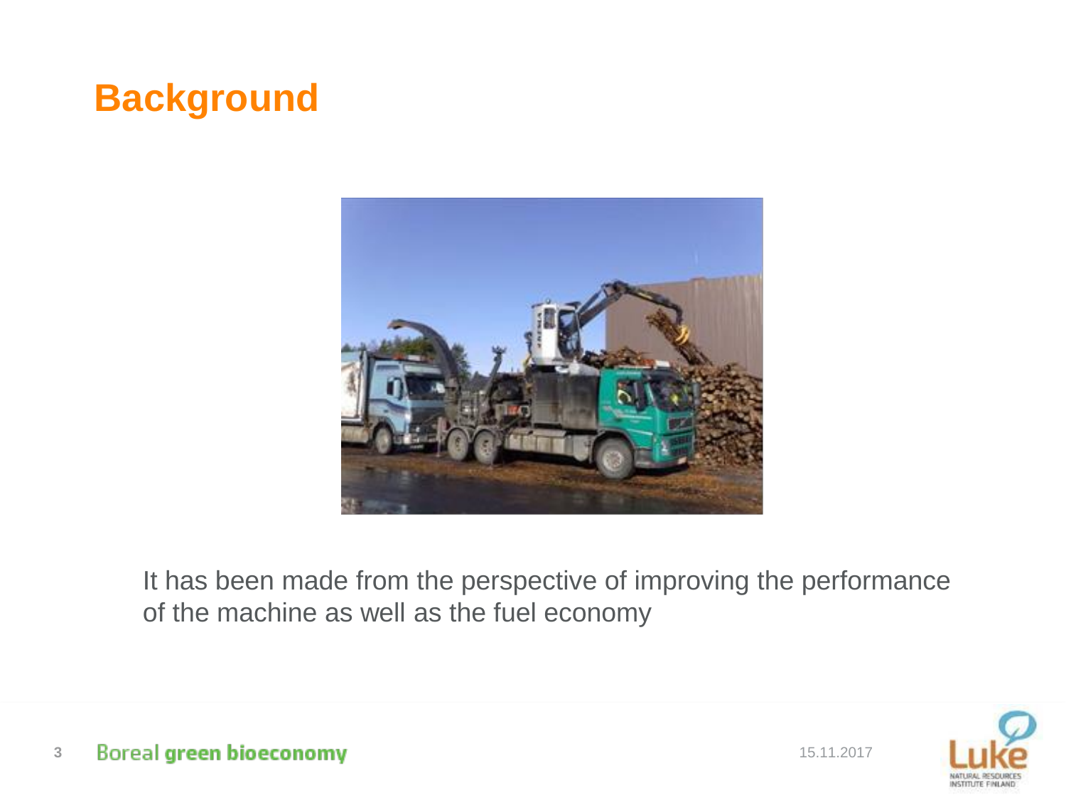# Background

It has been made from the perspective of improving the performance of the machine as well as the fuel economy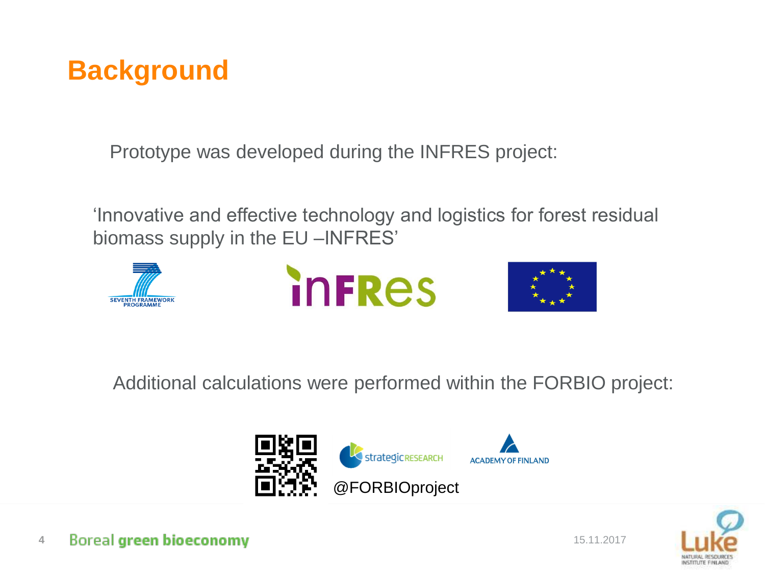# Background

Prototype was developed during the INFRES project:

'Innovative and effective technology and logistics for forest residual biomass supply in the EU –INFRES'

Additional calculations were performed within the FORBIO project:

@FORBIOproject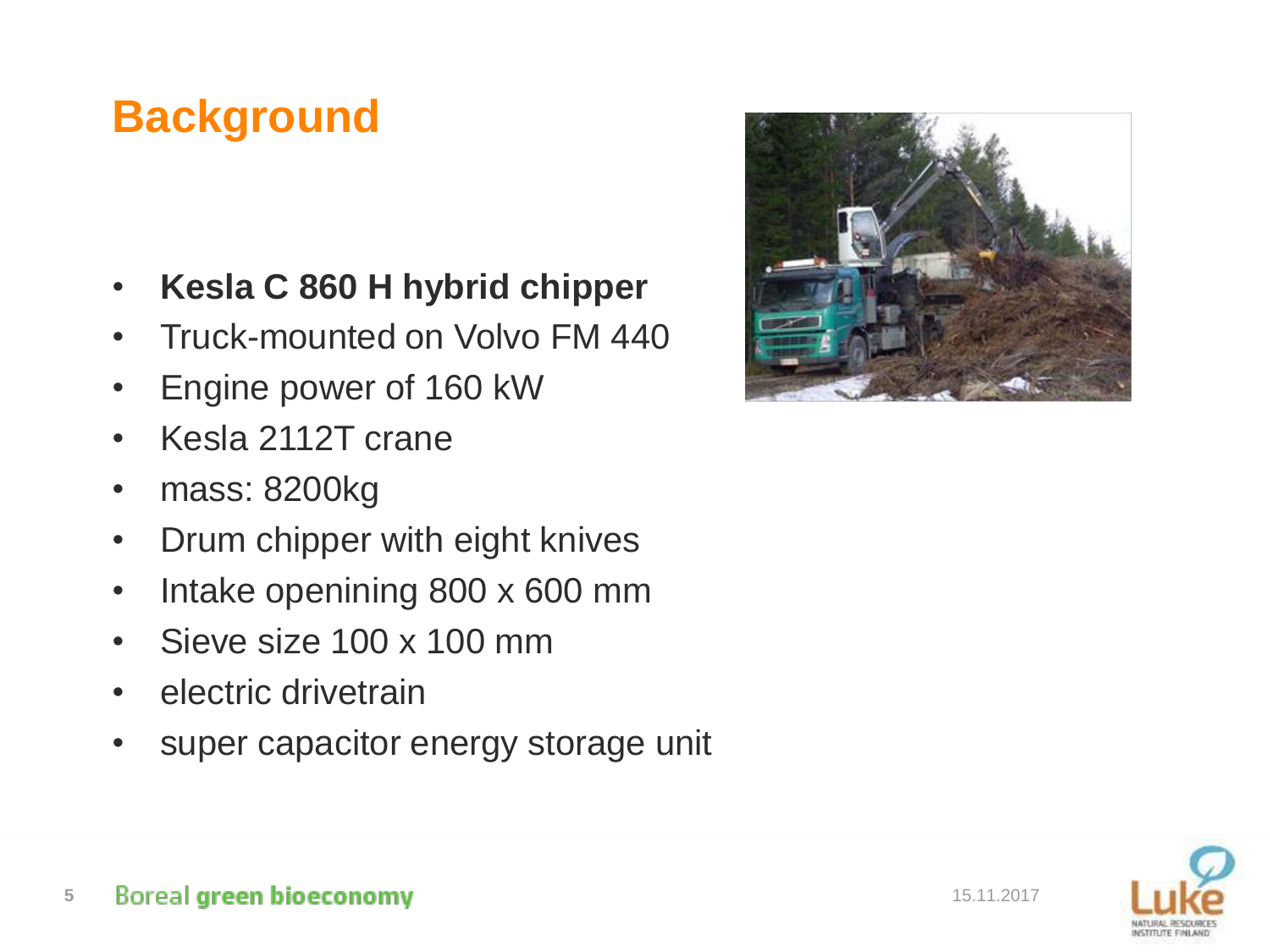# Background

- **Kesla C 860 H hybrid chipper**
- Truck-mounted on Volvo FM 440
- Engine power of 160 kW
- Kesla 2112T crane
- mass: 8200kg
- Drum chipper with eight knives
- Intake openining 800 x 600 mm
- Sieve size 100 x 100 mm
- electric drivetrain
- super capacitor energy storage unit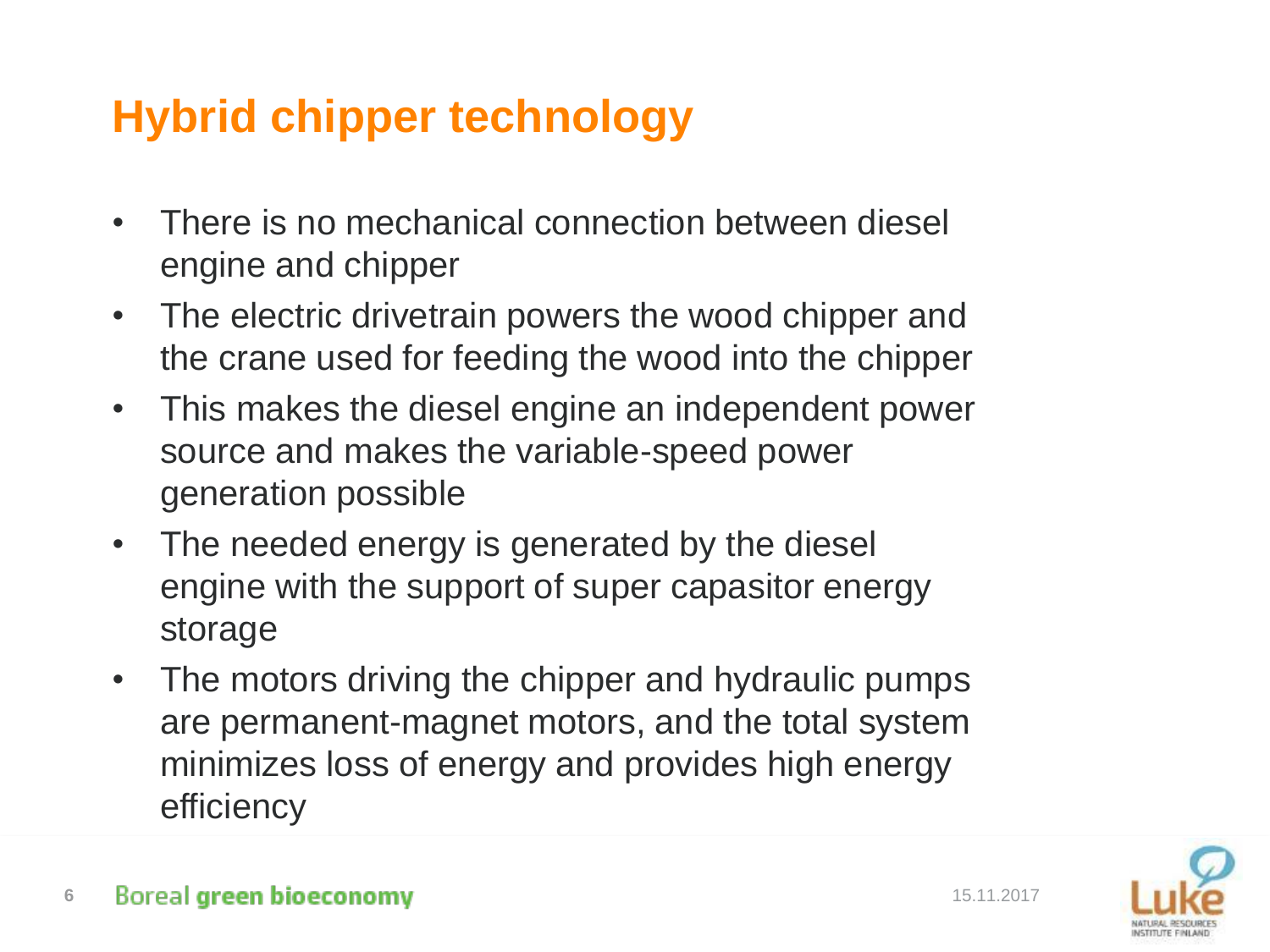# Hybrid chipper technology

- There is no mechanical connection between diesel engine and chipper
- The electric drivetrain powers the wood chipper and the crane used for feeding the wood into the chipper
- This makes the diesel engine an independent power source and makes the variable-speed power generation possible
- The needed energy is generated by the diesel engine with the support of super capasitor energy storage
- The motors driving the chipper and hydraulic pumps are permanent-magnet motors, and the total system minimizes loss of energy and provides high energy efficiency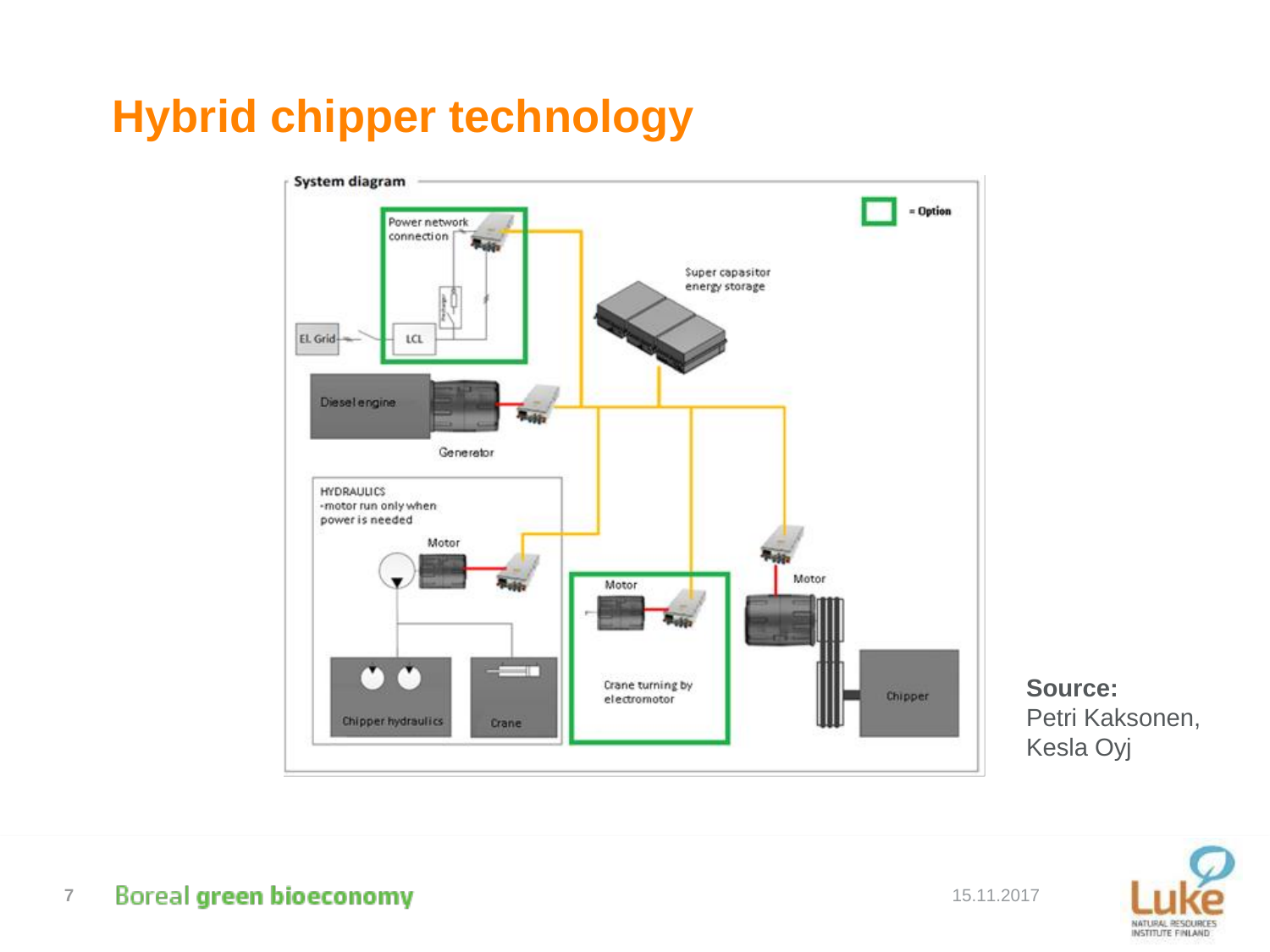# Hybrid chipper technology

System diagram

= Option

Power network connection

EL Grid

LCL

Super capasitor energy storage

Diesel engine

Generator

HYDRAULICS
-motor run only when power is needed

Motor

Chipper hydraulics

Crane

Motor

Crane turning by electromotor

Motor

Chipper

**Source:**
Petri Kaksonen, Kesla Oyj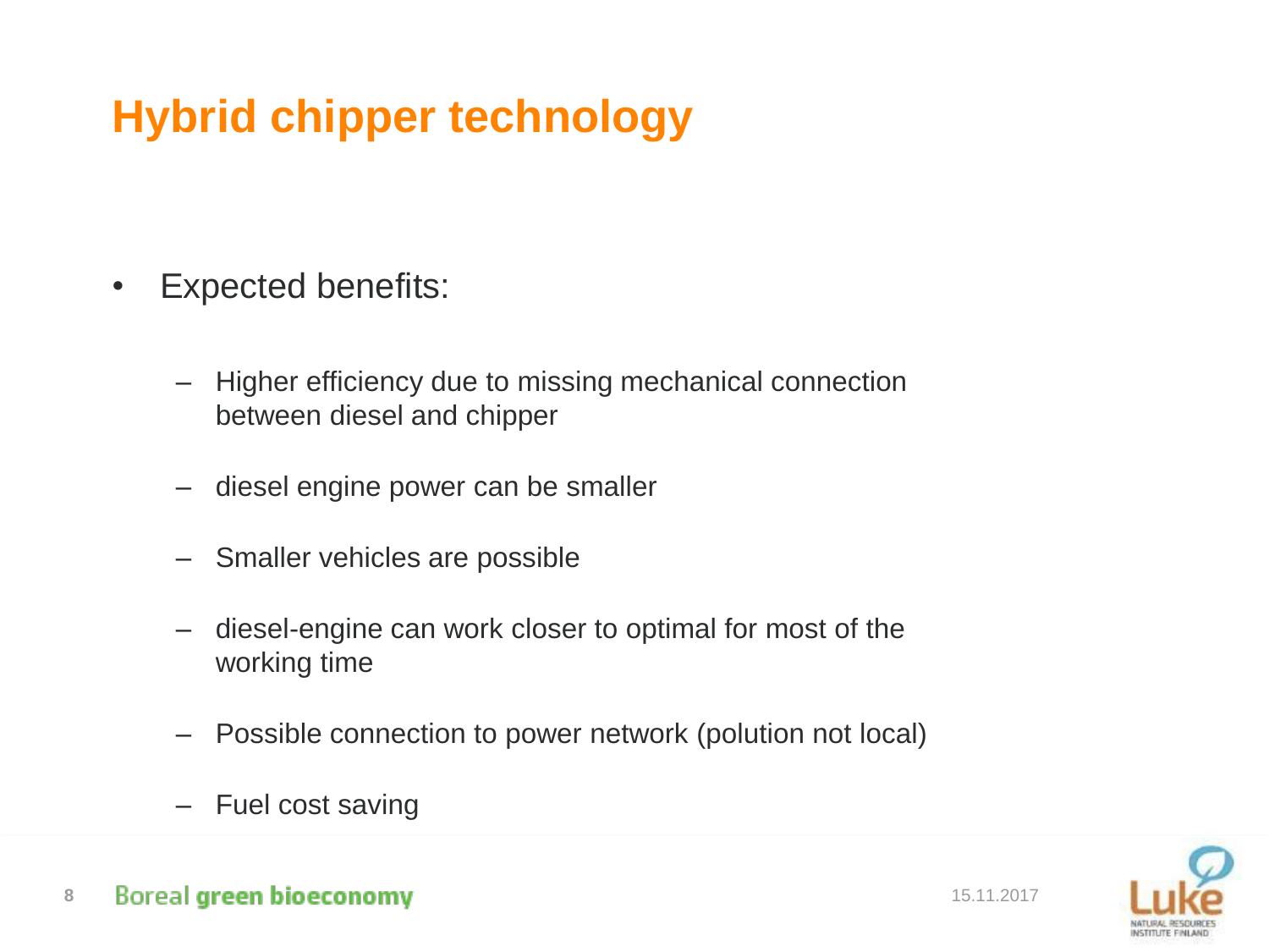# Hybrid chipper technology

- Expected benefits:
  - Higher efficiency due to missing mechanical connection between diesel and chipper
  - diesel engine power can be smaller
  - Smaller vehicles are possible
  - diesel-engine can work closer to optimal for most of the working time
  - Possible connection to power network (polution not local)
  - Fuel cost saving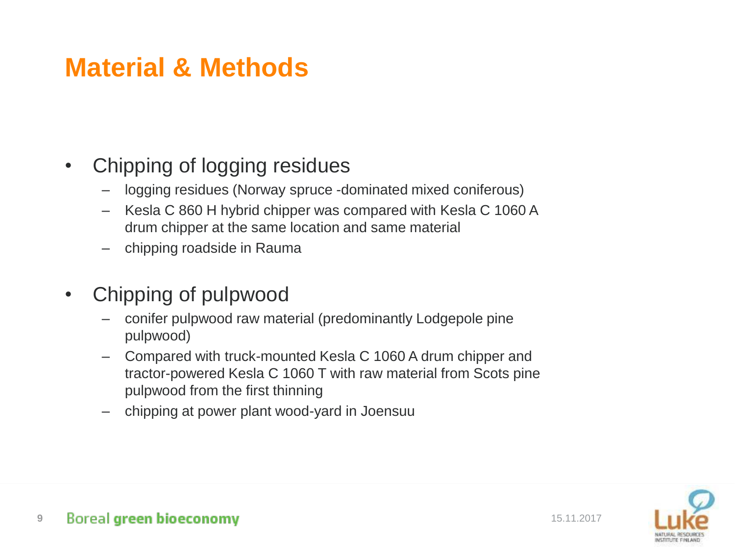# Material & Methods

- Chipping of logging residues
  - logging residues (Norway spruce -dominated mixed coniferous)
  - Kesla C 860 H hybrid chipper was compared with Kesla C 1060 A drum chipper at the same location and same material
  - chipping roadside in Rauma

- Chipping of pulpwood
  - conifer pulpwood raw material (predominantly Lodgepole pine pulpwood)
  - Compared with truck-mounted Kesla C 1060 A drum chipper and tractor-powered Kesla C 1060 T with raw material from Scots pine pulpwood from the first thinning
  - chipping at power plant wood-yard in Joensuu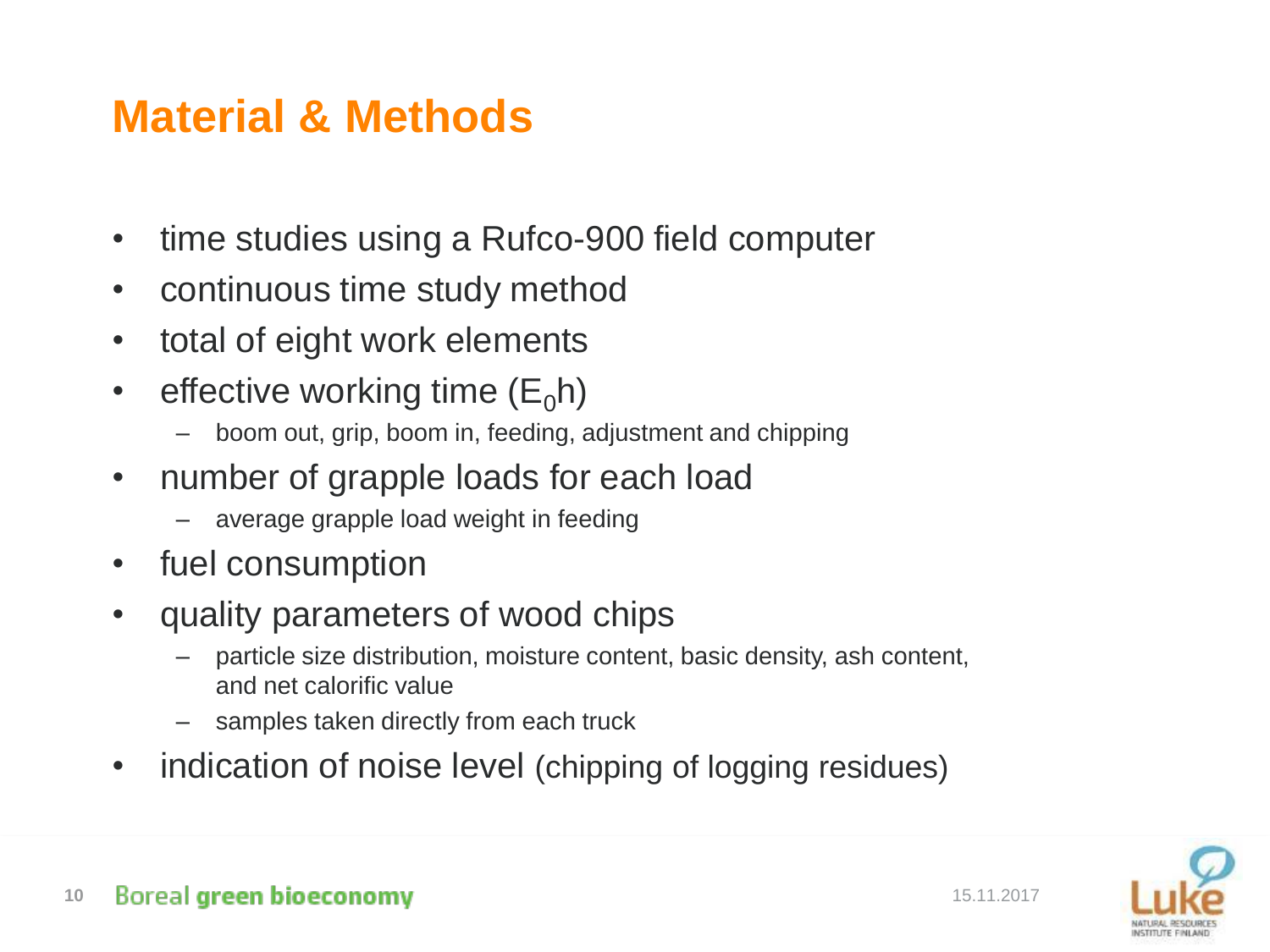# Material & Methods

- time studies using a Rufco-900 field computer
- continuous time study method
- total of eight work elements
- effective working time ($E_0h$)
  - boom out, grip, boom in, feeding, adjustment and chipping
- number of grapple loads for each load
  - average grapple load weight in feeding
- fuel consumption
- quality parameters of wood chips
  - particle size distribution, moisture content, basic density, ash content, and net calorific value
  - samples taken directly from each truck
- indication of noise level (chipping of logging residues)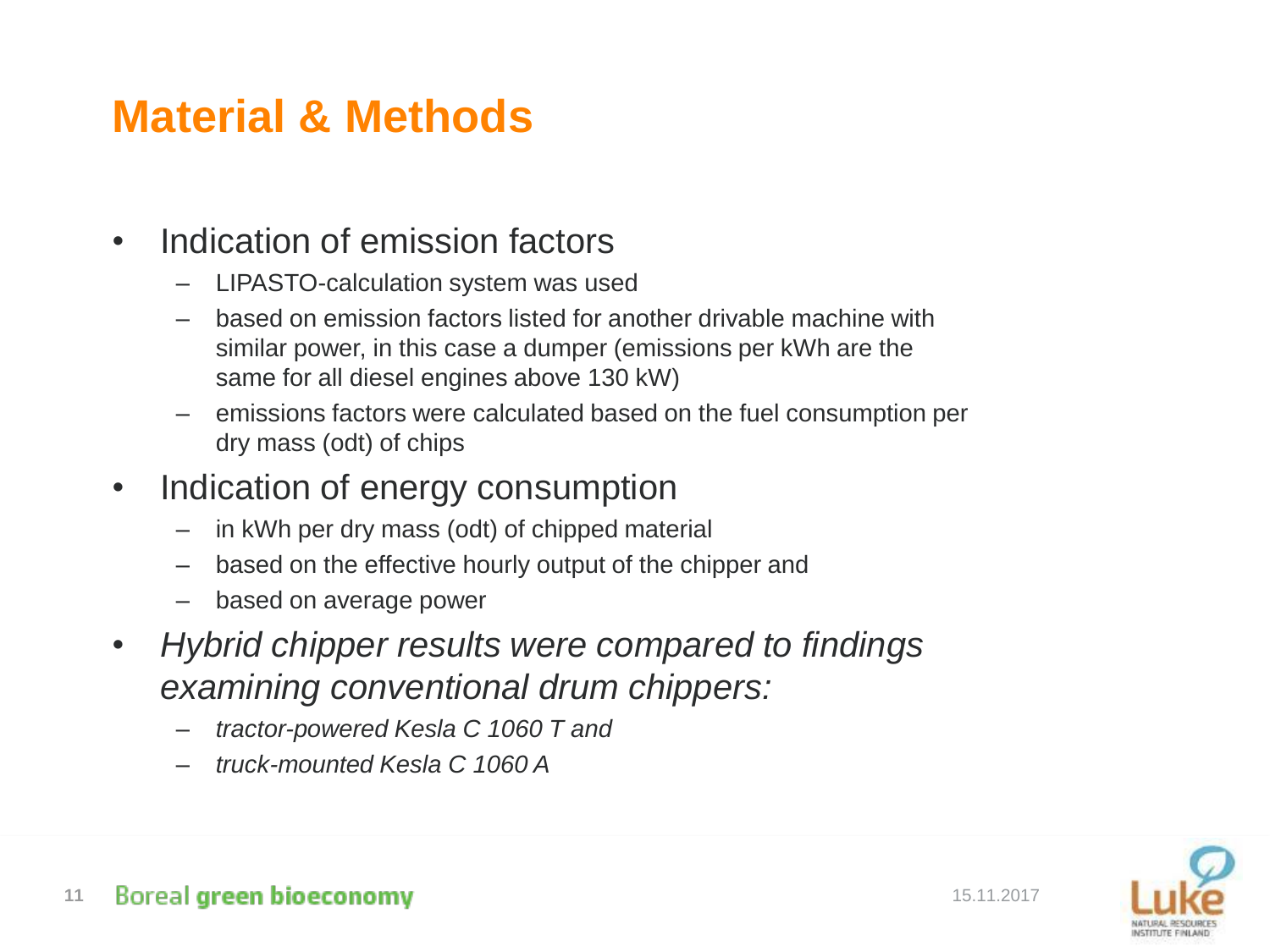# Material & Methods

- Indication of emission factors
  - LIPASTO-calculation system was used
  - based on emission factors listed for another drivable machine with similar power, in this case a dumper (emissions per kWh are the same for all diesel engines above 130 kW)
  - emissions factors were calculated based on the fuel consumption per dry mass (odt) of chips
- Indication of energy consumption
  - in kWh per dry mass (odt) of chipped material
  - based on the effective hourly output of the chipper and
  - based on average power
- *Hybrid chipper results were compared to findings examining conventional drum chippers:*
  - *tractor-powered Kesla C 1060 T and*
  - *truck-mounted Kesla C 1060 A*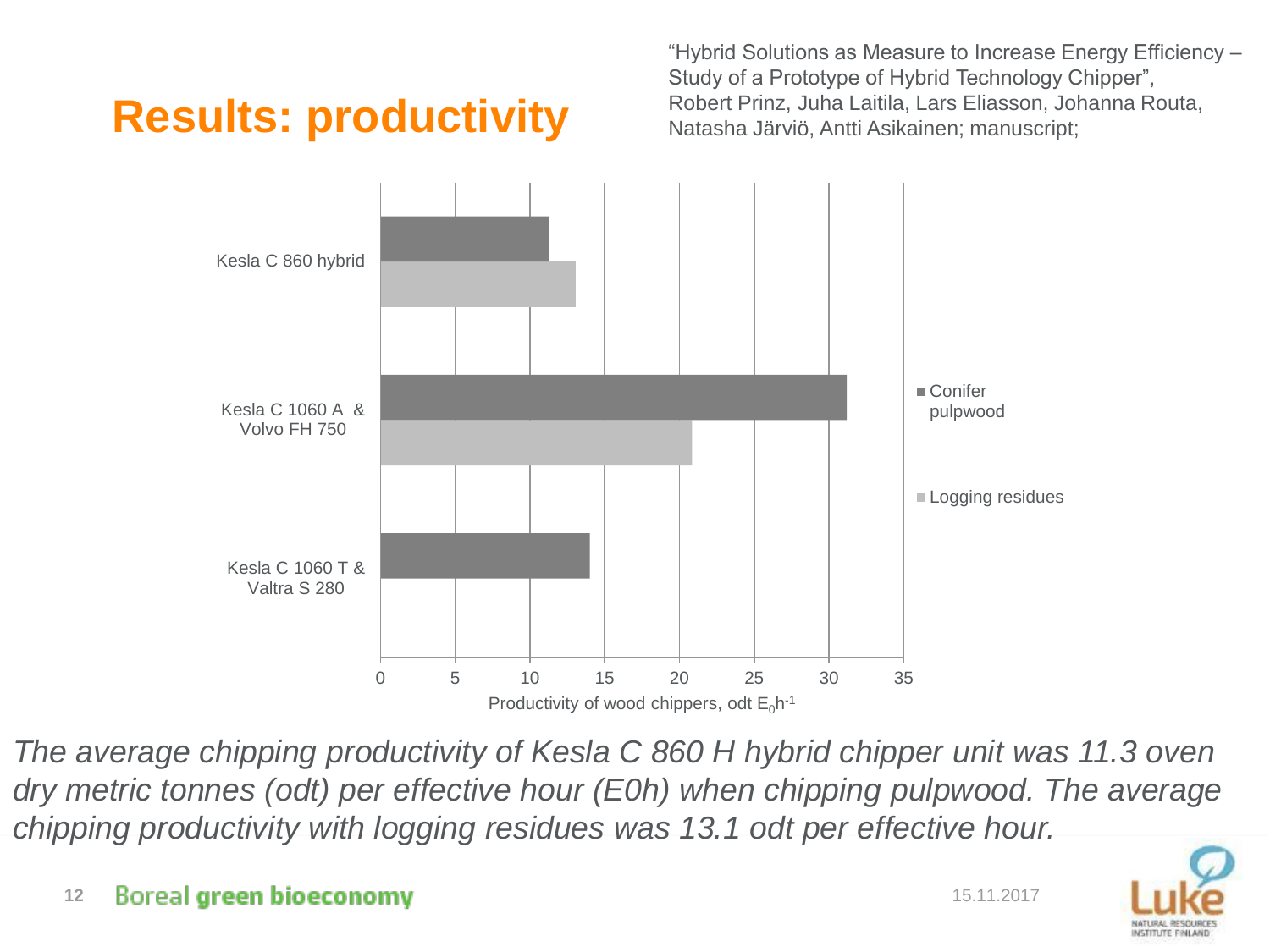# Results: productivity

"Hybrid Solutions as Measure to Increase Energy Efficiency – Study of a Prototype of Hybrid Technology Chipper", Robert Prinz, Juha Laitila, Lars Eliasson, Johanna Routa, Natasha Järviö, Antti Asikainen; manuscript;

| Chipper | Conifer pulpwood | Logging residues |
|---|---|---|
| Kesla C 860 hybrid | 11.3 | 13.1 |
| Kesla C 1060 A & Volvo FH 750 | ~31 | ~21 |
| Kesla C 1060 T & Valtra S 280 | ~14 | |

Productivity of wood chippers, odt $E_0h^{-1}$

*The average chipping productivity of Kesla C 860 H hybrid chipper unit was 11.3 oven dry metric tonnes (odt) per effective hour (E0h) when chipping pulpwood. The average chipping productivity with logging residues was 13.1 odt per effective hour.*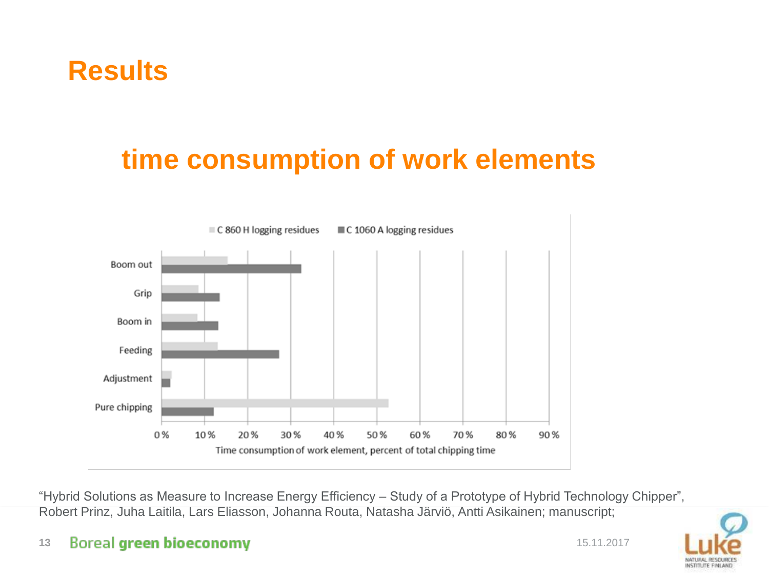# Results

## time consumption of work elements

C 860 H logging residues | C 1060 A logging residues

Boom out

Grip

Boom in

Feeding

Adjustment

Pure chipping

0 % 10 % 20 % 30 % 40 % 50 % 60 % 70 % 80 % 90 %

Time consumption of work element, percent of total chipping time

“Hybrid Solutions as Measure to Increase Energy Efficiency – Study of a Prototype of Hybrid Technology Chipper”, Robert Prinz, Juha Laitila, Lars Eliasson, Johanna Routa, Natasha Järviö, Antti Asikainen; manuscript;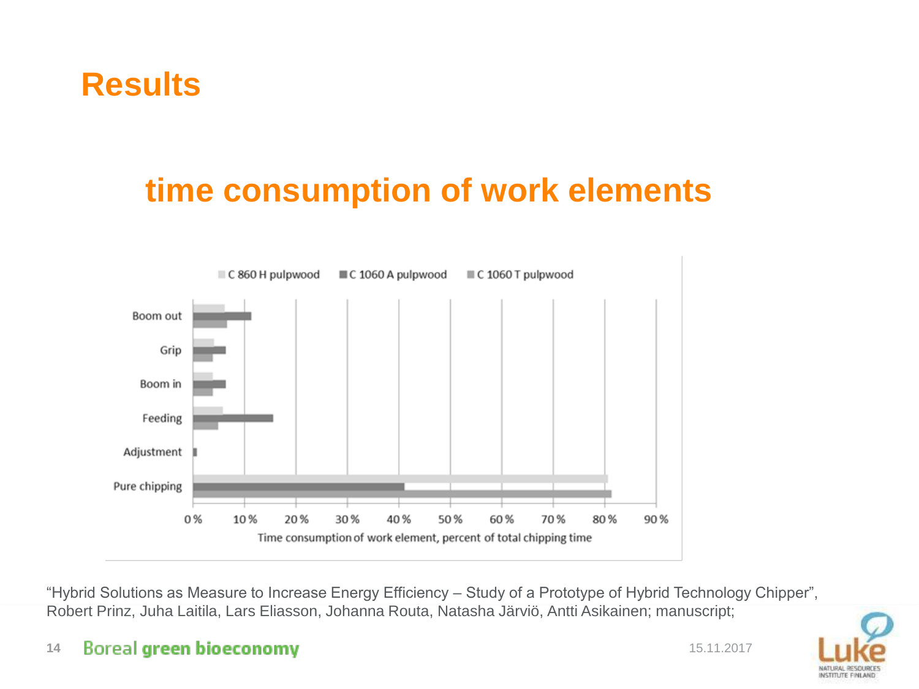# Results

## time consumption of work elements

C 860 H pulpwood | C 1060 A pulpwood | C 1060 T pulpwood

Boom out
Grip
Boom in
Feeding
Adjustment
Pure chipping

0 % 10 % 20 % 30 % 40 % 50 % 60 % 70 % 80 % 90 %

Time consumption of work element, percent of total chipping time

"Hybrid Solutions as Measure to Increase Energy Efficiency – Study of a Prototype of Hybrid Technology Chipper", Robert Prinz, Juha Laitila, Lars Eliasson, Johanna Routa, Natasha Järviö, Antti Asikainen; manuscript;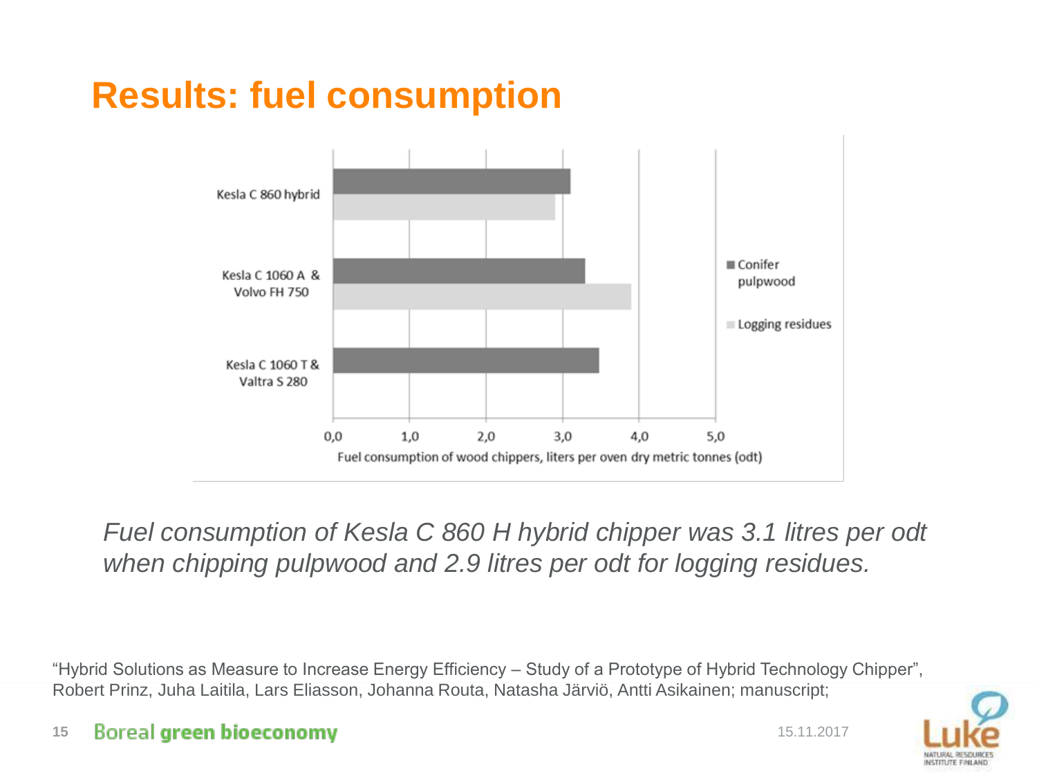# Results: fuel consumption

*Fuel consumption of Kesla C 860 H hybrid chipper was 3.1 litres per odt when chipping pulpwood and 2.9 litres per odt for logging residues.*

"Hybrid Solutions as Measure to Increase Energy Efficiency – Study of a Prototype of Hybrid Technology Chipper", Robert Prinz, Juha Laitila, Lars Eliasson, Johanna Routa, Natasha Järviö, Antti Asikainen; manuscript;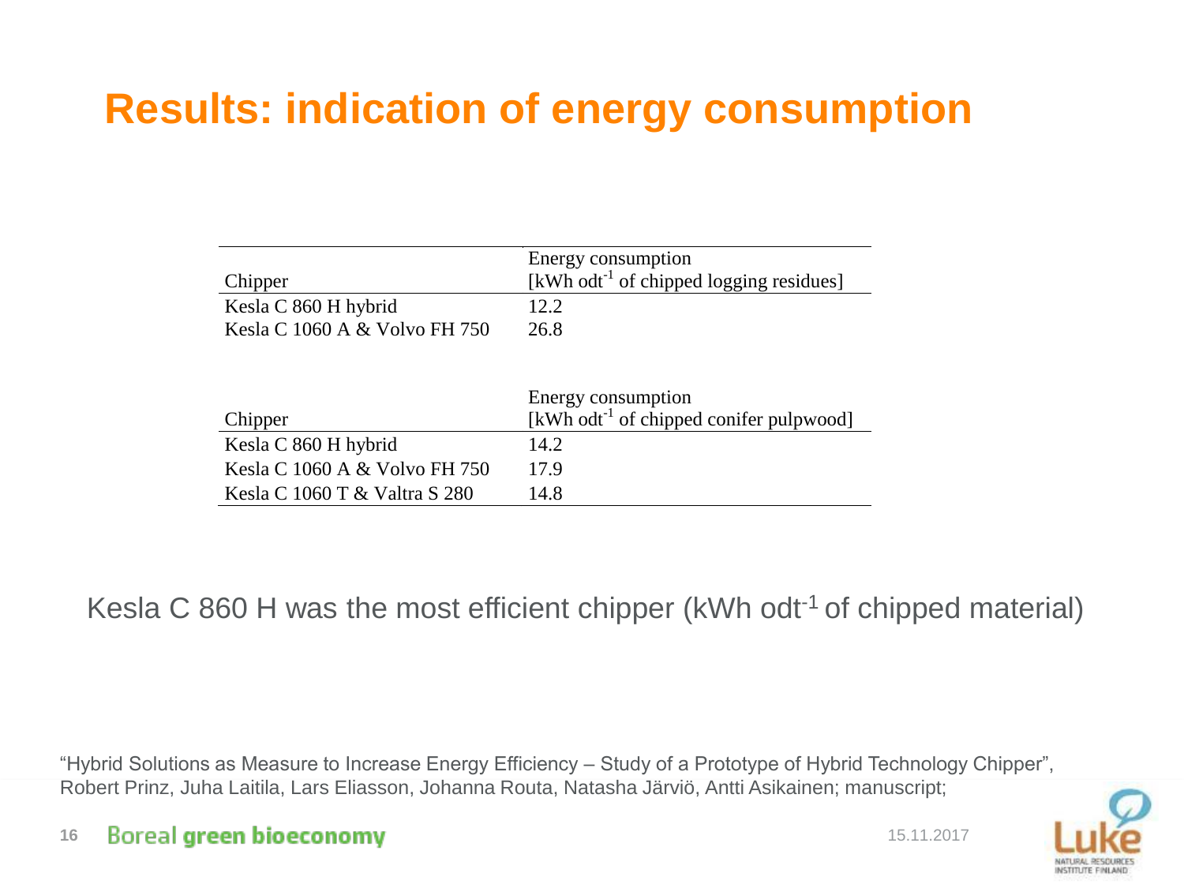# Results: indication of energy consumption

| Chipper | Energy consumption [kWh $odt^{-1}$ of chipped logging residues] |
|---|---|
| Kesla C 860 H hybrid | 12.2 |
| Kesla C 1060 A & Volvo FH 750 | 26.8 |

| Chipper | Energy consumption [kWh $odt^{-1}$ of chipped conifer pulpwood] |
|---|---|
| Kesla C 860 H hybrid | 14.2 |
| Kesla C 1060 A & Volvo FH 750 | 17.9 |
| Kesla C 1060 T & Valtra S 280 | 14.8 |

Kesla C 860 H was the most efficient chipper (kWh $odt^{-1}$ of chipped material)

"Hybrid Solutions as Measure to Increase Energy Efficiency – Study of a Prototype of Hybrid Technology Chipper", Robert Prinz, Juha Laitila, Lars Eliasson, Johanna Routa, Natasha Järviö, Antti Asikainen; manuscript;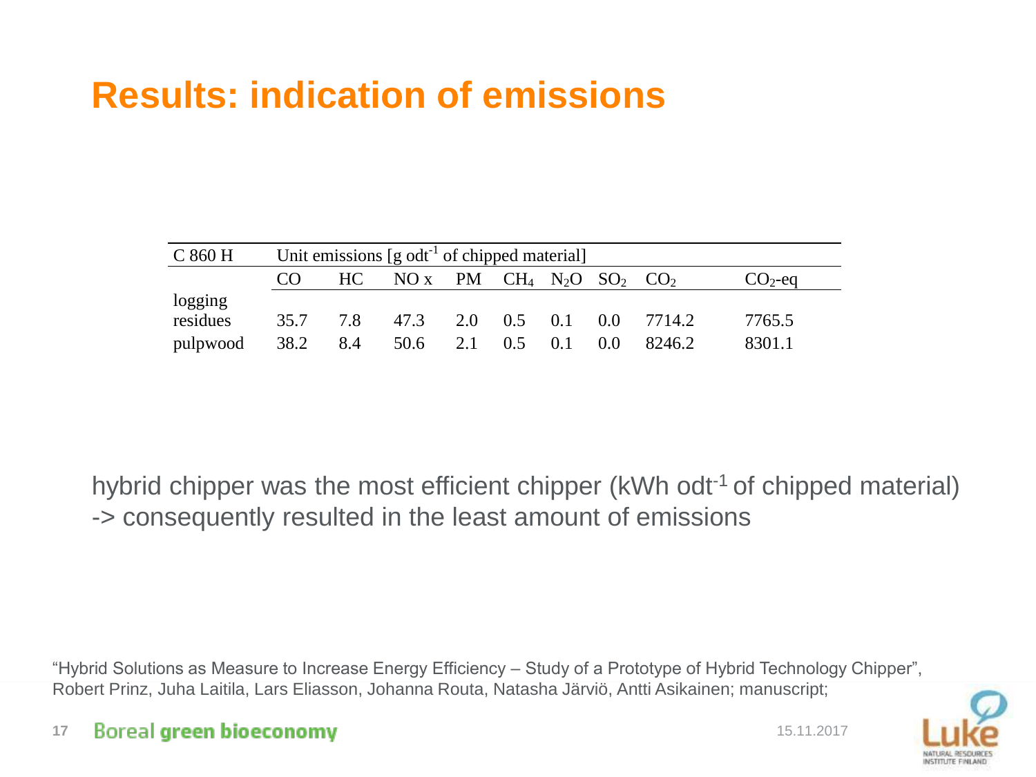# Results: indication of emissions

| C 860 H | Unit emissions [g $odt^{-1}$ of chipped material] | | | | | | | | |
|---|---|---|---|---|---|---|---|---|---|
| | CO | HC | NO x | PM | $CH_4$ | $N_2O$ | $SO_2$ | $CO_2$ | $CO_2$-eq |
| logging residues | 35.7 | 7.8 | 47.3 | 2.0 | 0.5 | 0.1 | 0.0 | 7714.2 | 7765.5 |
| pulpwood | 38.2 | 8.4 | 50.6 | 2.1 | 0.5 | 0.1 | 0.0 | 8246.2 | 8301.1 |

hybrid chipper was the most efficient chipper (kWh $odt^{-1}$ of chipped material) -> consequently resulted in the least amount of emissions

"Hybrid Solutions as Measure to Increase Energy Efficiency – Study of a Prototype of Hybrid Technology Chipper", Robert Prinz, Juha Laitila, Lars Eliasson, Johanna Routa, Natasha Järviö, Antti Asikainen; manuscript;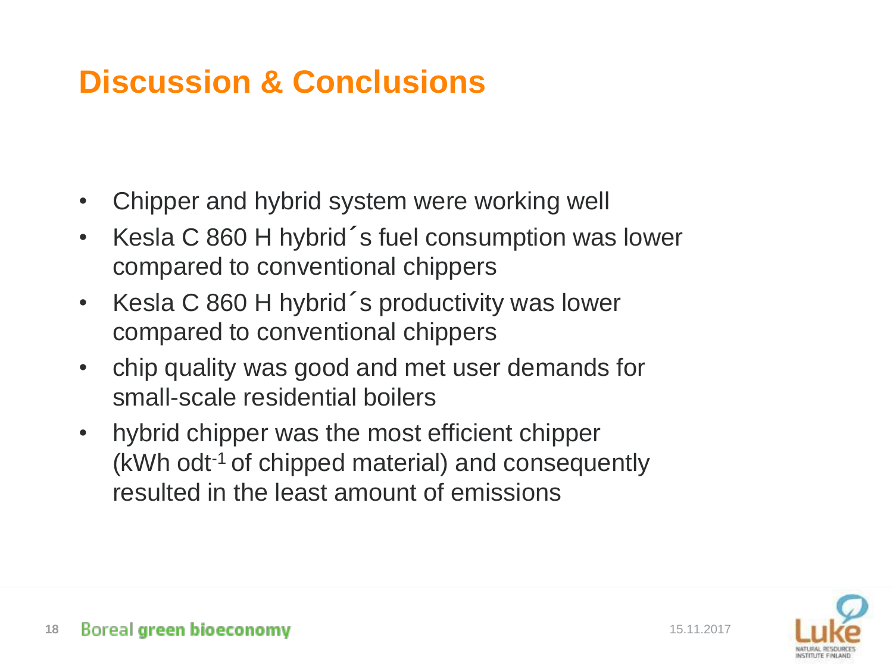# Discussion & Conclusions

- Chipper and hybrid system were working well
- Kesla C 860 H hybrid´s fuel consumption was lower compared to conventional chippers
- Kesla C 860 H hybrid´s productivity was lower compared to conventional chippers
- chip quality was good and met user demands for small-scale residential boilers
- hybrid chipper was the most efficient chipper (kWh $odt^{-1}$ of chipped material) and consequently resulted in the least amount of emissions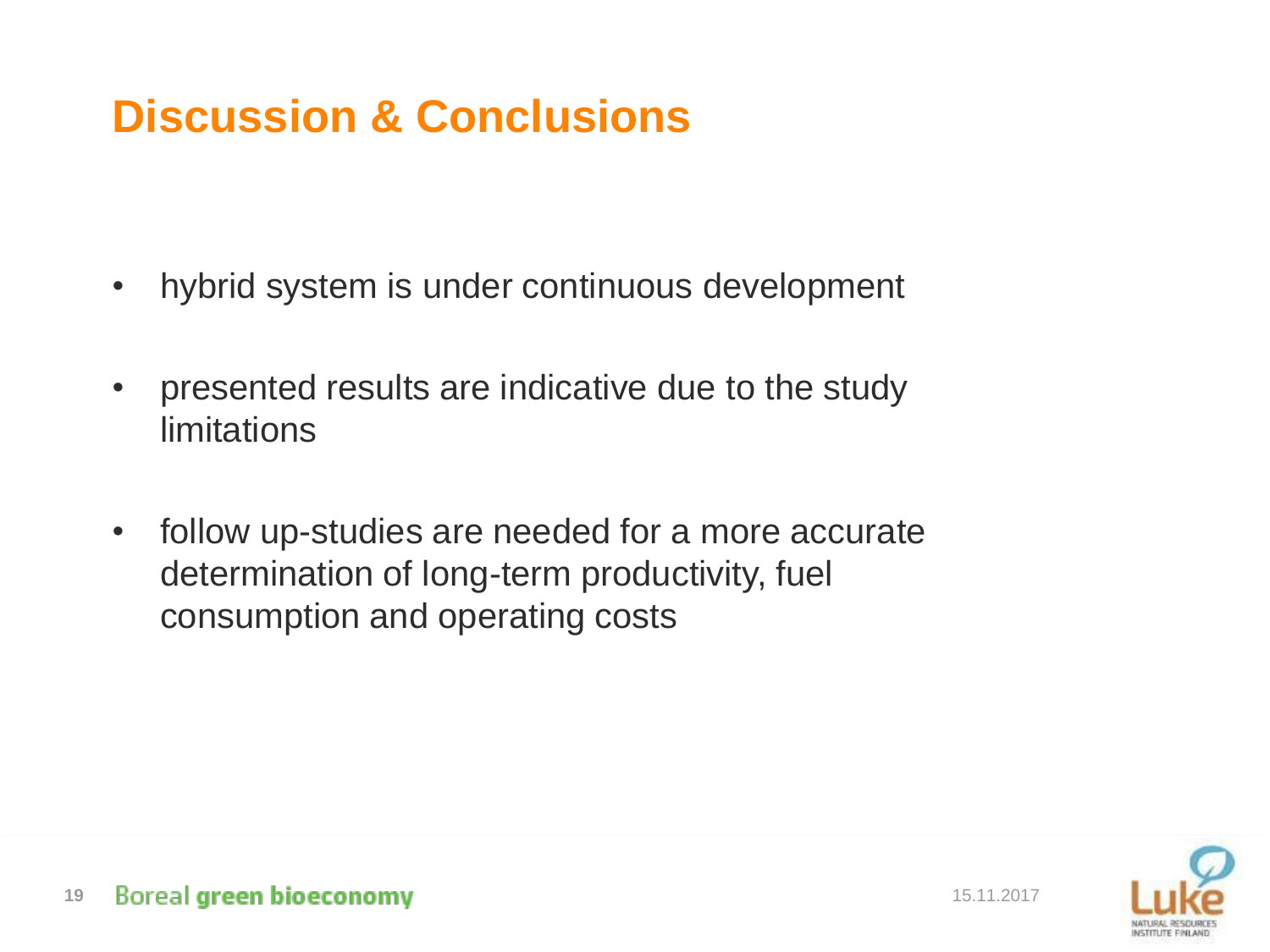# Discussion & Conclusions

- hybrid system is under continuous development
- presented results are indicative due to the study limitations
- follow up-studies are needed for a more accurate determination of long-term productivity, fuel consumption and operating costs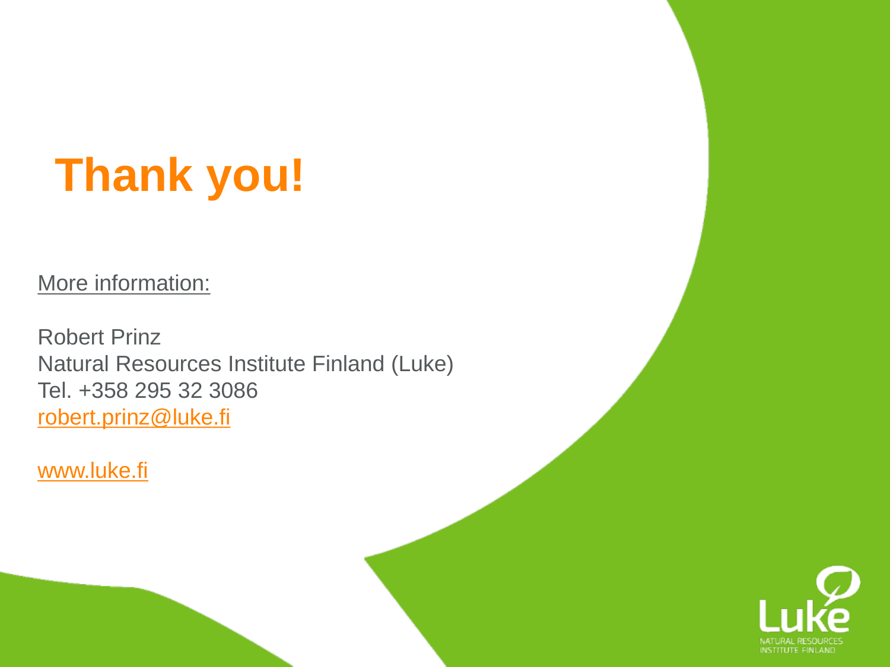# Thank you!

More information:

Robert Prinz
Natural Resources Institute Finland (Luke)
Tel. +358 295 32 3086
robert.prinz@luke.fi

www.luke.fi

Luke
NATURAL RESOURCES INSTITUTE FINLAND